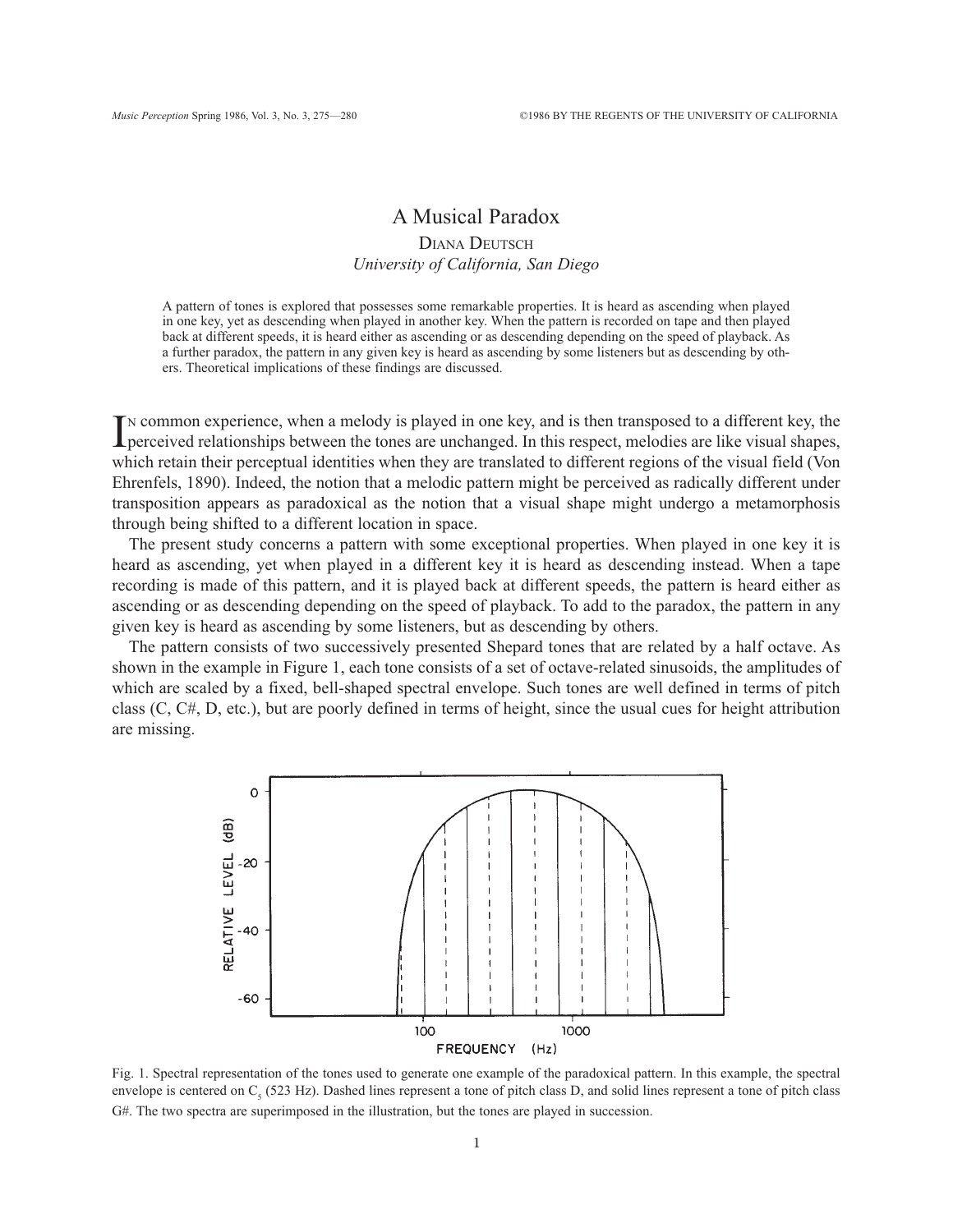# A Musical Paradox

DIANA DEUTSCH

*University of California, San Diego*

A pattern of tones is explored that possesses some remarkable properties. It is heard as ascending when played in one key, yet as descending when played in another key. When the pattern is recorded on tape and then played back at different speeds, it is heard either as ascending or as descending depending on the speed of playback. As a further paradox, the pattern in any given key is heard as ascending by some listeners but as descending by others. Theoretical implications of these findings are discussed.

In common experience, when a melody is played in one key, and is then transposed to a different key, the perceived relationships between the tones are unchanged. In this respect, melodies are like visual shapes, which retain their perceptual identities when they are translated to different regions of the visual field (Von Ehrenfels, 1890). Indeed, the notion that a melodic pattern might be perceived as radically different under transposition appears as paradoxical as the notion that a visual shape might undergo a metamorphosis through being shifted to a different location in space.

The present study concerns a pattern with some exceptional properties. When played in one key it is heard as ascending, yet when played in a different key it is heard as descending instead. When a tape recording is made of this pattern, and it is played back at different speeds, the pattern is heard either as ascending or as descending depending on the speed of playback. To add to the paradox, the pattern in any given key is heard as ascending by some listeners, but as descending by others.

The pattern consists of two successively presented Shepard tones that are related by a half octave. As shown in the example in Figure 1, each tone consists of a set of octave-related sinusoids, the amplitudes of which are scaled by a fixed, bell-shaped spectral envelope. Such tones are well defined in terms of pitch class (C, C#, D, etc.), but are poorly defined in terms of height, since the usual cues for height attribution are missing.

Fig. 1. Spectral representation of the tones used to generate one example of the paradoxical pattern. In this example, the spectral envelope is centered on $C_5$ (523 Hz). Dashed lines represent a tone of pitch class D, and solid lines represent a tone of pitch class G#. The two spectra are superimposed in the illustration, but the tones are played in succession.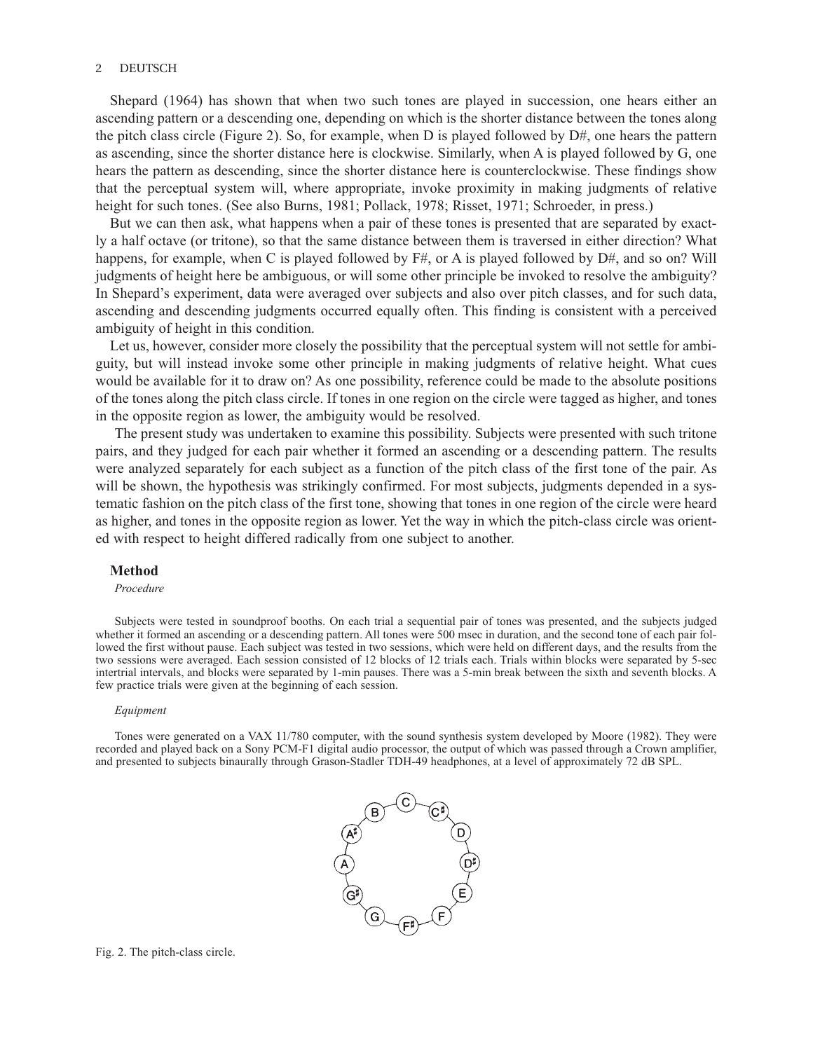Shepard (1964) has shown that when two such tones are played in succession, one hears either an ascending pattern or a descending one, depending on which is the shorter distance between the tones along the pitch class circle (Figure 2). So, for example, when D is played followed by D#, one hears the pattern as ascending, since the shorter distance here is clockwise. Similarly, when A is played followed by G, one hears the pattern as descending, since the shorter distance here is counterclockwise. These findings show that the perceptual system will, where appropriate, invoke proximity in making judgments of relative height for such tones. (See also Burns, 1981; Pollack, 1978; Risset, 1971; Schroeder, in press.)

But we can then ask, what happens when a pair of these tones is presented that are separated by exactly a half octave (or tritone), so that the same distance between them is traversed in either direction? What happens, for example, when C is played followed by F#, or A is played followed by D#, and so on? Will judgments of height here be ambiguous, or will some other principle be invoked to resolve the ambiguity? In Shepard's experiment, data were averaged over subjects and also over pitch classes, and for such data, ascending and descending judgments occurred equally often. This finding is consistent with a perceived ambiguity of height in this condition.

Let us, however, consider more closely the possibility that the perceptual system will not settle for ambiguity, but will instead invoke some other principle in making judgments of relative height. What cues would be available for it to draw on? As one possibility, reference could be made to the absolute positions of the tones along the pitch class circle. If tones in one region on the circle were tagged as higher, and tones in the opposite region as lower, the ambiguity would be resolved.

The present study was undertaken to examine this possibility. Subjects were presented with such tritone pairs, and they judged for each pair whether it formed an ascending or a descending pattern. The results were analyzed separately for each subject as a function of the pitch class of the first tone of the pair. As will be shown, the hypothesis was strikingly confirmed. For most subjects, judgments depended in a systematic fashion on the pitch class of the first tone, showing that tones in one region of the circle were heard as higher, and tones in the opposite region as lower. Yet the way in which the pitch-class circle was oriented with respect to height differed radically from one subject to another.

## Method

### *Procedure*

Subjects were tested in soundproof booths. On each trial a sequential pair of tones was presented, and the subjects judged whether it formed an ascending or a descending pattern. All tones were 500 msec in duration, and the second tone of each pair followed the first without pause. Each subject was tested in two sessions, which were held on different days, and the results from the two sessions were averaged. Each session consisted of 12 blocks of 12 trials each. Trials within blocks were separated by 5-sec intertrial intervals, and blocks were separated by 1-min pauses. There was a 5-min break between the sixth and seventh blocks. A few practice trials were given at the beginning of each session.

### *Equipment*

Tones were generated on a VAX 11/780 computer, with the sound synthesis system developed by Moore (1982). They were recorded and played back on a Sony PCM-F1 digital audio processor, the output of which was passed through a Crown amplifier, and presented to subjects binaurally through Grason-Stadler TDH-49 headphones, at a level of approximately 72 dB SPL.

Fig. 2. The pitch-class circle.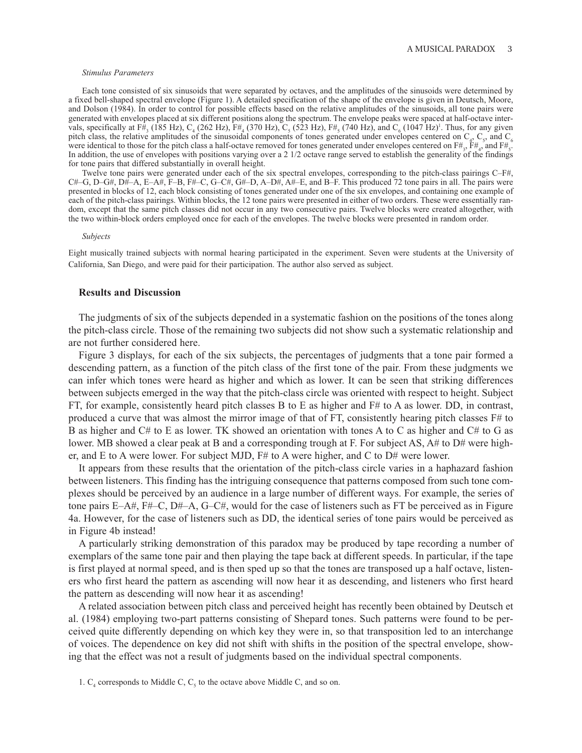*Stimulus Parameters*

Each tone consisted of six sinusoids that were separated by octaves, and the amplitudes of the sinusoids were determined by a fixed bell-shaped spectral envelope (Figure 1). A detailed specification of the shape of the envelope is given in Deutsch, Moore, and Dolson (1984). In order to control for possible effects based on the relative amplitudes of the sinusoids, all tone pairs were generated with envelopes placed at six different positions along the spectrum. The envelope peaks were spaced at half-octave intervals, specifically at F#$_3$ (185 Hz), C$_4$ (262 Hz), F#$_4$ (370 Hz), C$_5$ (523 Hz), F#$_5$ (740 Hz), and C$_6$ (1047 Hz)[1]. Thus, for any given pitch class, the relative amplitudes of the sinusoidal components of tones generated under envelopes centered on C$_4$, C$_5$, and C$_6$ were identical to those for the pitch class a half-octave removed for tones generated under envelopes centered on F#$_3$, F#$_4$, and F#$_5$. In addition, the use of envelopes with positions varying over a 2 1/2 octave range served to establish the generality of the findings for tone pairs that differed substantially in overall height.

Twelve tone pairs were generated under each of the six spectral envelopes, corresponding to the pitch-class pairings C–F#, C#–G, D–G#, D#–A, E–A#, F–B, F#–C, G–C#, G#–D, A–D#, A#–E, and B–F. This produced 72 tone pairs in all. The pairs were presented in blocks of 12, each block consisting of tones generated under one of the six envelopes, and containing one example of each of the pitch-class pairings. Within blocks, the 12 tone pairs were presented in either of two orders. These were essentially random, except that the same pitch classes did not occur in any two consecutive pairs. Twelve blocks were created altogether, with the two within-block orders employed once for each of the envelopes. The twelve blocks were presented in random order.

*Subjects*

Eight musically trained subjects with normal hearing participated in the experiment. Seven were students at the University of California, San Diego, and were paid for their participation. The author also served as subject.

## Results and Discussion

The judgments of six of the subjects depended in a systematic fashion on the positions of the tones along the pitch-class circle. Those of the remaining two subjects did not show such a systematic relationship and are not further considered here.

Figure 3 displays, for each of the six subjects, the percentages of judgments that a tone pair formed a descending pattern, as a function of the pitch class of the first tone of the pair. From these judgments we can infer which tones were heard as higher and which as lower. It can be seen that striking differences between subjects emerged in the way that the pitch-class circle was oriented with respect to height. Subject FT, for example, consistently heard pitch classes B to E as higher and F# to A as lower. DD, in contrast, produced a curve that was almost the mirror image of that of FT, consistently hearing pitch classes F# to B as higher and C# to E as lower. TK showed an orientation with tones A to C as higher and C# to G as lower. MB showed a clear peak at B and a corresponding trough at F. For subject AS, A# to D# were higher, and E to A were lower. For subject MJD, F# to A were higher, and C to D# were lower.

It appears from these results that the orientation of the pitch-class circle varies in a haphazard fashion between listeners. This finding has the intriguing consequence that patterns composed from such tone complexes should be perceived by an audience in a large number of different ways. For example, the series of tone pairs E–A#, F#–C, D#–A, G–C#, would for the case of listeners such as FT be perceived as in Figure 4a. However, for the case of listeners such as DD, the identical series of tone pairs would be perceived as in Figure 4b instead!

A particularly striking demonstration of this paradox may be produced by tape recording a number of exemplars of the same tone pair and then playing the tape back at different speeds. In particular, if the tape is first played at normal speed, and is then sped up so that the tones are transposed up a half octave, listeners who first heard the pattern as ascending will now hear it as descending, and listeners who first heard the pattern as descending will now hear it as ascending!

A related association between pitch class and perceived height has recently been obtained by Deutsch et al. (1984) employing two-part patterns consisting of Shepard tones. Such patterns were found to be perceived quite differently depending on which key they were in, so that transposition led to an interchange of voices. The dependence on key did not shift with shifts in the position of the spectral envelope, showing that the effect was not a result of judgments based on the individual spectral components.

1. C$_4$ corresponds to Middle C, C$_5$ to the octave above Middle C, and so on.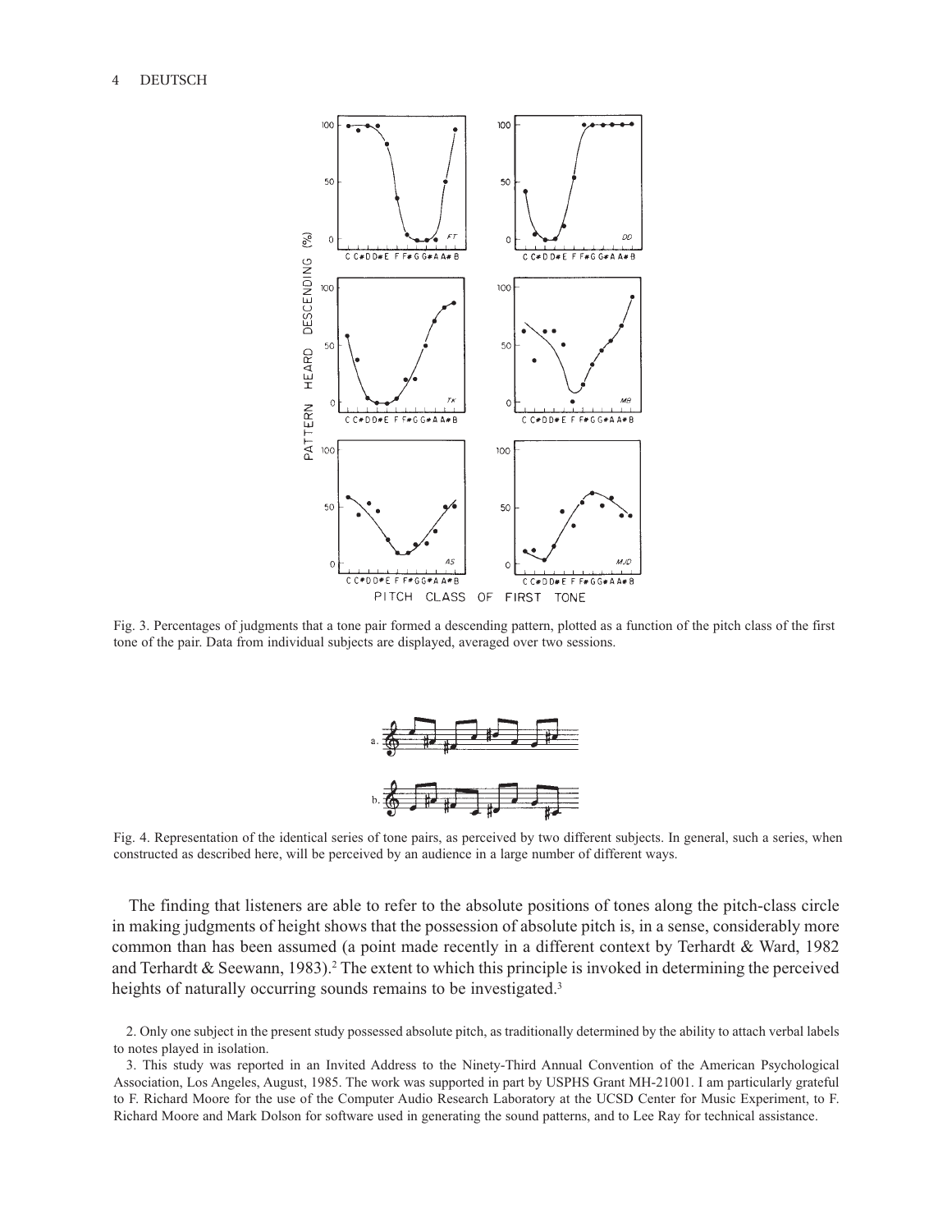Fig. 3. Percentages of judgments that a tone pair formed a descending pattern, plotted as a function of the pitch class of the first tone of the pair. Data from individual subjects are displayed, averaged over two sessions.

Fig. 4. Representation of the identical series of tone pairs, as perceived by two different subjects. In general, such a series, when constructed as described here, will be perceived by an audience in a large number of different ways.

The finding that listeners are able to refer to the absolute positions of tones along the pitch-class circle in making judgments of height shows that the possession of absolute pitch is, in a sense, considerably more common than has been assumed (a point made recently in a different context by Terhardt & Ward, 1982 and Terhardt & Seewann, 1983).[2] The extent to which this principle is invoked in determining the perceived heights of naturally occurring sounds remains to be investigated.[3]

2. Only one subject in the present study possessed absolute pitch, as traditionally determined by the ability to attach verbal labels to notes played in isolation.

3. This study was reported in an Invited Address to the Ninety-Third Annual Convention of the American Psychological Association, Los Angeles, August, 1985. The work was supported in part by USPHS Grant MH-21001. I am particularly grateful to F. Richard Moore for the use of the Computer Audio Research Laboratory at the UCSD Center for Music Experiment, to F. Richard Moore and Mark Dolson for software used in generating the sound patterns, and to Lee Ray for technical assistance.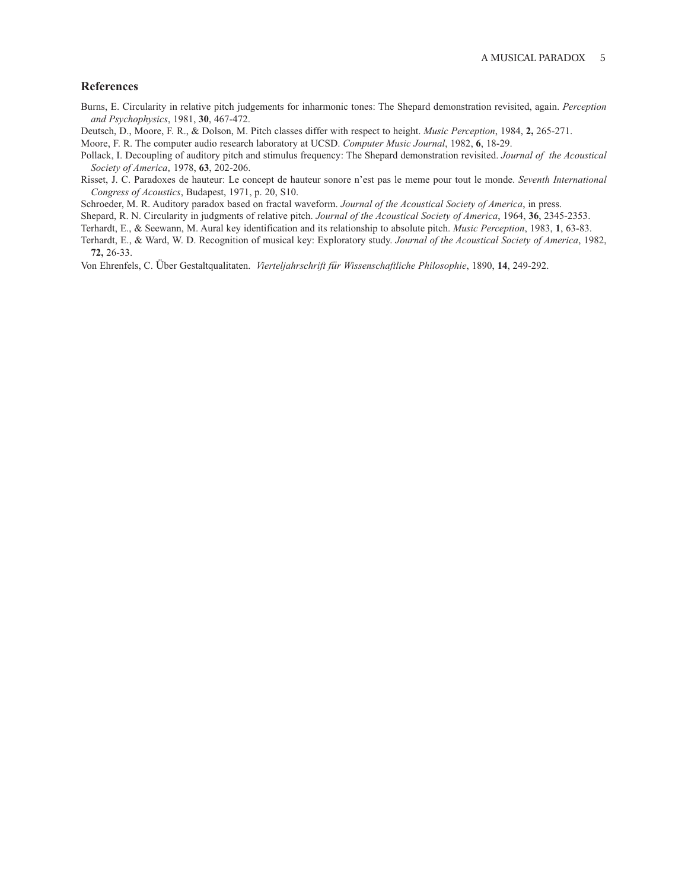## References

Burns, E. Circularity in relative pitch judgements for inharmonic tones: The Shepard demonstration revisited, again. *Perception and Psychophysics*, 1981, **30**, 467-472.

Deutsch, D., Moore, F. R., & Dolson, M. Pitch classes differ with respect to height. *Music Perception*, 1984, **2,** 265-271.

Moore, F. R. The computer audio research laboratory at UCSD. *Computer Music Journal*, 1982, **6**, 18-29.

Pollack, I. Decoupling of auditory pitch and stimulus frequency: The Shepard demonstration revisited. *Journal of the Acoustical Society of America*, 1978, **63**, 202-206.

Risset, J. C. Paradoxes de hauteur: Le concept de hauteur sonore n'est pas le meme pour tout le monde. *Seventh International Congress of Acoustics*, Budapest, 1971, p. 20, S10.

Schroeder, M. R. Auditory paradox based on fractal waveform. *Journal of the Acoustical Society of America*, in press.

Shepard, R. N. Circularity in judgments of relative pitch. *Journal of the Acoustical Society of America*, 1964, **36**, 2345-2353.

Terhardt, E., & Seewann, M. Aural key identification and its relationship to absolute pitch. *Music Perception*, 1983, **1**, 63-83.

Terhardt, E., & Ward, W. D. Recognition of musical key: Exploratory study. *Journal of the Acoustical Society of America*, 1982, **72,** 26-33.

Von Ehrenfels, C. Über Gestaltqualitaten. *Vierteljahrschrift für Wissenschaftliche Philosophie*, 1890, **14**, 249-292.